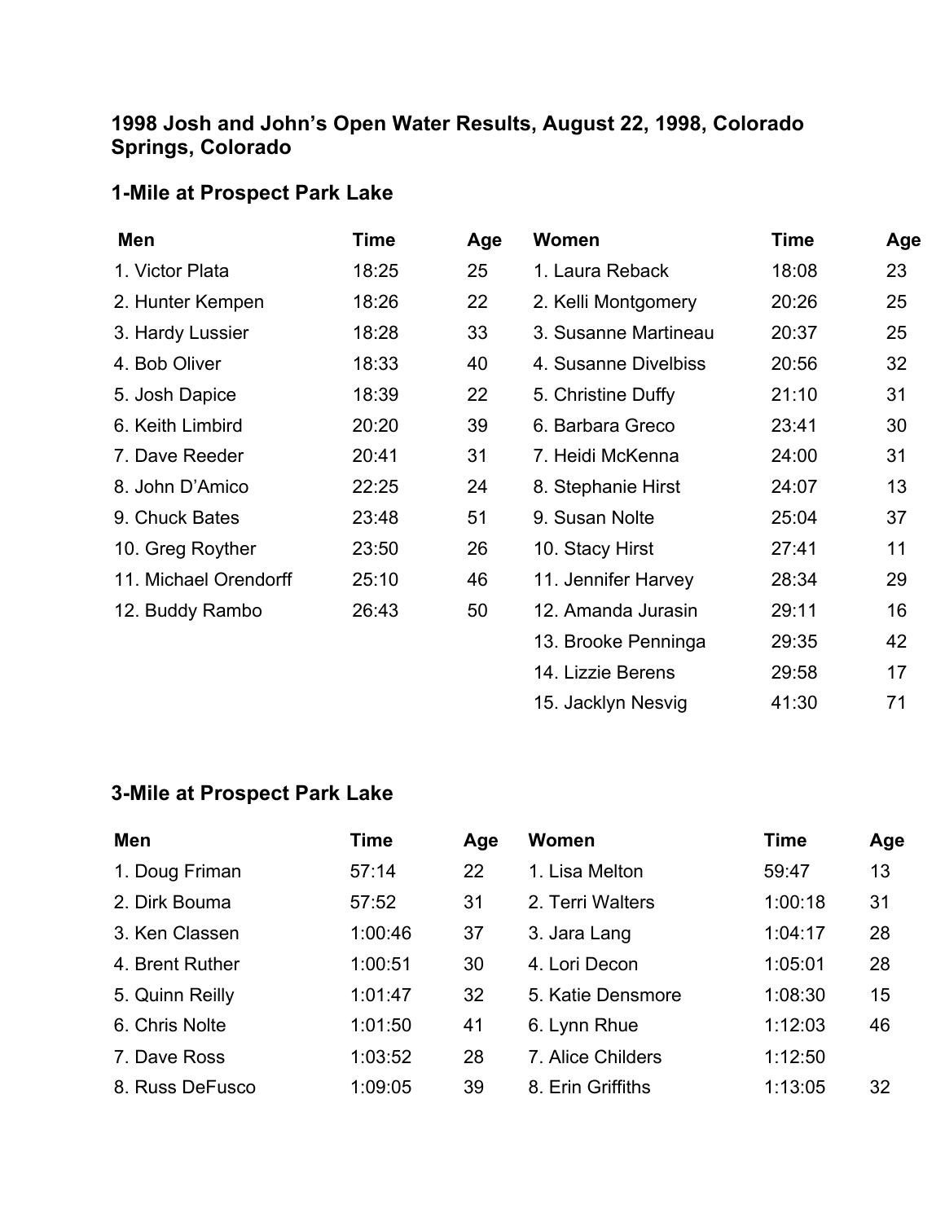# 1998 Josh and John's Open Water Results, August 22, 1998, Colorado Springs, Colorado

## 1-Mile at Prospect Park Lake

| Men | Time | Age | Women | Time | Age |
|---|---|---|---|---|---|
| 1. Victor Plata | 18:25 | 25 | 1. Laura Reback | 18:08 | 23 |
| 2. Hunter Kempen | 18:26 | 22 | 2. Kelli Montgomery | 20:26 | 25 |
| 3. Hardy Lussier | 18:28 | 33 | 3. Susanne Martineau | 20:37 | 25 |
| 4. Bob Oliver | 18:33 | 40 | 4. Susanne Divelbiss | 20:56 | 32 |
| 5. Josh Dapice | 18:39 | 22 | 5. Christine Duffy | 21:10 | 31 |
| 6. Keith Limbird | 20:20 | 39 | 6. Barbara Greco | 23:41 | 30 |
| 7. Dave Reeder | 20:41 | 31 | 7. Heidi McKenna | 24:00 | 31 |
| 8. John D'Amico | 22:25 | 24 | 8. Stephanie Hirst | 24:07 | 13 |
| 9. Chuck Bates | 23:48 | 51 | 9. Susan Nolte | 25:04 | 37 |
| 10. Greg Royther | 23:50 | 26 | 10. Stacy Hirst | 27:41 | 11 |
| 11. Michael Orendorff | 25:10 | 46 | 11. Jennifer Harvey | 28:34 | 29 |
| 12. Buddy Rambo | 26:43 | 50 | 12. Amanda Jurasin | 29:11 | 16 |
| | | | 13. Brooke Penninga | 29:35 | 42 |
| | | | 14. Lizzie Berens | 29:58 | 17 |
| | | | 15. Jacklyn Nesvig | 41:30 | 71 |

## 3-Mile at Prospect Park Lake

| Men | Time | Age | Women | Time | Age |
|---|---|---|---|---|---|
| 1. Doug Friman | 57:14 | 22 | 1. Lisa Melton | 59:47 | 13 |
| 2. Dirk Bouma | 57:52 | 31 | 2. Terri Walters | 1:00:18 | 31 |
| 3. Ken Classen | 1:00:46 | 37 | 3. Jara Lang | 1:04:17 | 28 |
| 4. Brent Ruther | 1:00:51 | 30 | 4. Lori Decon | 1:05:01 | 28 |
| 5. Quinn Reilly | 1:01:47 | 32 | 5. Katie Densmore | 1:08:30 | 15 |
| 6. Chris Nolte | 1:01:50 | 41 | 6. Lynn Rhue | 1:12:03 | 46 |
| 7. Dave Ross | 1:03:52 | 28 | 7. Alice Childers | 1:12:50 | |
| 8. Russ DeFusco | 1:09:05 | 39 | 8. Erin Griffiths | 1:13:05 | 32 |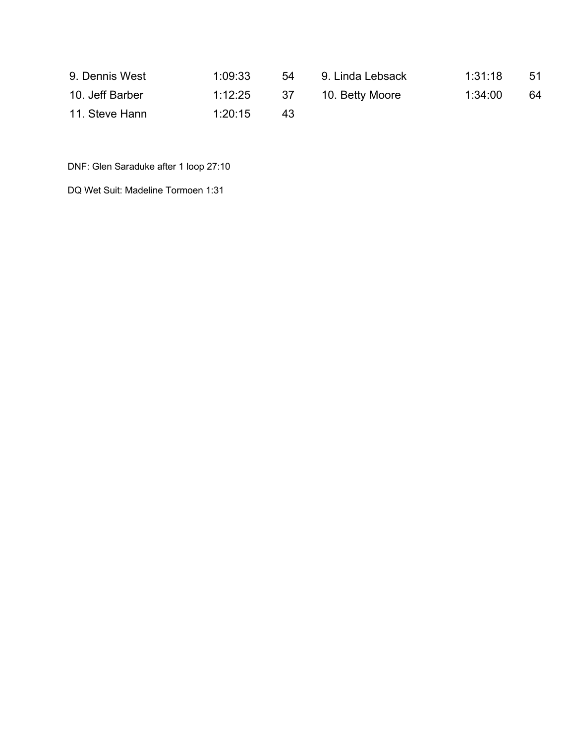| | | | | | |
|---|---|---|---|---|---|
| 9. Dennis West | 1:09:33 | 54 | 9. Linda Lebsack | 1:31:18 | 51 |
| 10. Jeff Barber | 1:12:25 | 37 | 10. Betty Moore | 1:34:00 | 64 |
| 11. Steve Hann | 1:20:15 | 43 | | | |

DNF: Glen Saraduke after 1 loop 27:10

DQ Wet Suit: Madeline Tormoen 1:31